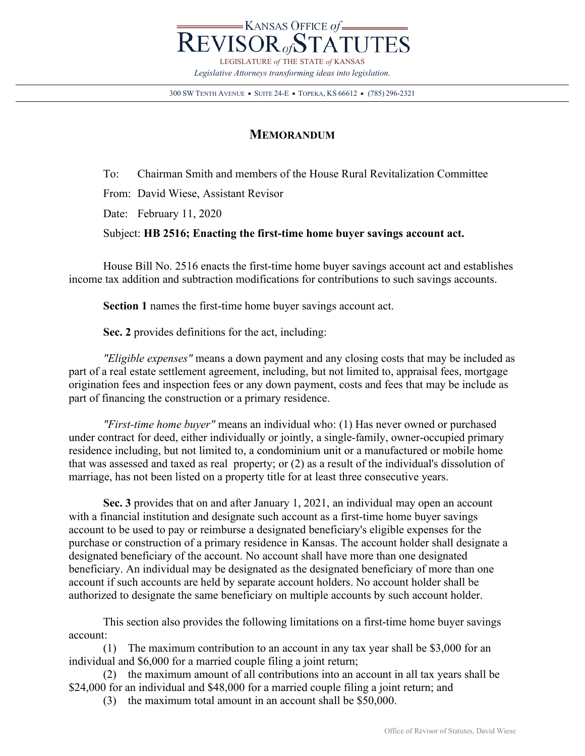KANSAS OFFICE *of*

# REVISOR *of* STATUTES

LEGISLATURE *of* THE STATE *of* KANSAS

*Legislative Attorneys transforming ideas into legislation.*

300 SW TENTH AVENUE ▪ SUITE 24-E ▪ TOPEKA, KS 66612 ▪ (785) 296-2321

## MEMORANDUM

To: Chairman Smith and members of the House Rural Revitalization Committee

From: David Wiese, Assistant Revisor

Date: February 11, 2020

Subject: **HB 2516; Enacting the first-time home buyer savings account act.**

House Bill No. 2516 enacts the first-time home buyer savings account act and establishes income tax addition and subtraction modifications for contributions to such savings accounts.

**Section 1** names the first-time home buyer savings account act.

**Sec. 2** provides definitions for the act, including:

*"Eligible expenses"* means a down payment and any closing costs that may be included as part of a real estate settlement agreement, including, but not limited to, appraisal fees, mortgage origination fees and inspection fees or any down payment, costs and fees that may be include as part of financing the construction or a primary residence.

*"First-time home buyer"* means an individual who: (1) Has never owned or purchased under contract for deed, either individually or jointly, a single-family, owner-occupied primary residence including, but not limited to, a condominium unit or a manufactured or mobile home that was assessed and taxed as real property; or (2) as a result of the individual's dissolution of marriage, has not been listed on a property title for at least three consecutive years.

**Sec. 3** provides that on and after January 1, 2021, an individual may open an account with a financial institution and designate such account as a first-time home buyer savings account to be used to pay or reimburse a designated beneficiary's eligible expenses for the purchase or construction of a primary residence in Kansas. The account holder shall designate a designated beneficiary of the account. No account shall have more than one designated beneficiary. An individual may be designated as the designated beneficiary of more than one account if such accounts are held by separate account holders. No account holder shall be authorized to designate the same beneficiary on multiple accounts by such account holder.

This section also provides the following limitations on a first-time home buyer savings account:

(1) The maximum contribution to an account in any tax year shall be $3,000 for an individual and $6,000 for a married couple filing a joint return;

(2) the maximum amount of all contributions into an account in all tax years shall be $24,000 for an individual and $48,000 for a married couple filing a joint return; and

(3) the maximum total amount in an account shall be $50,000.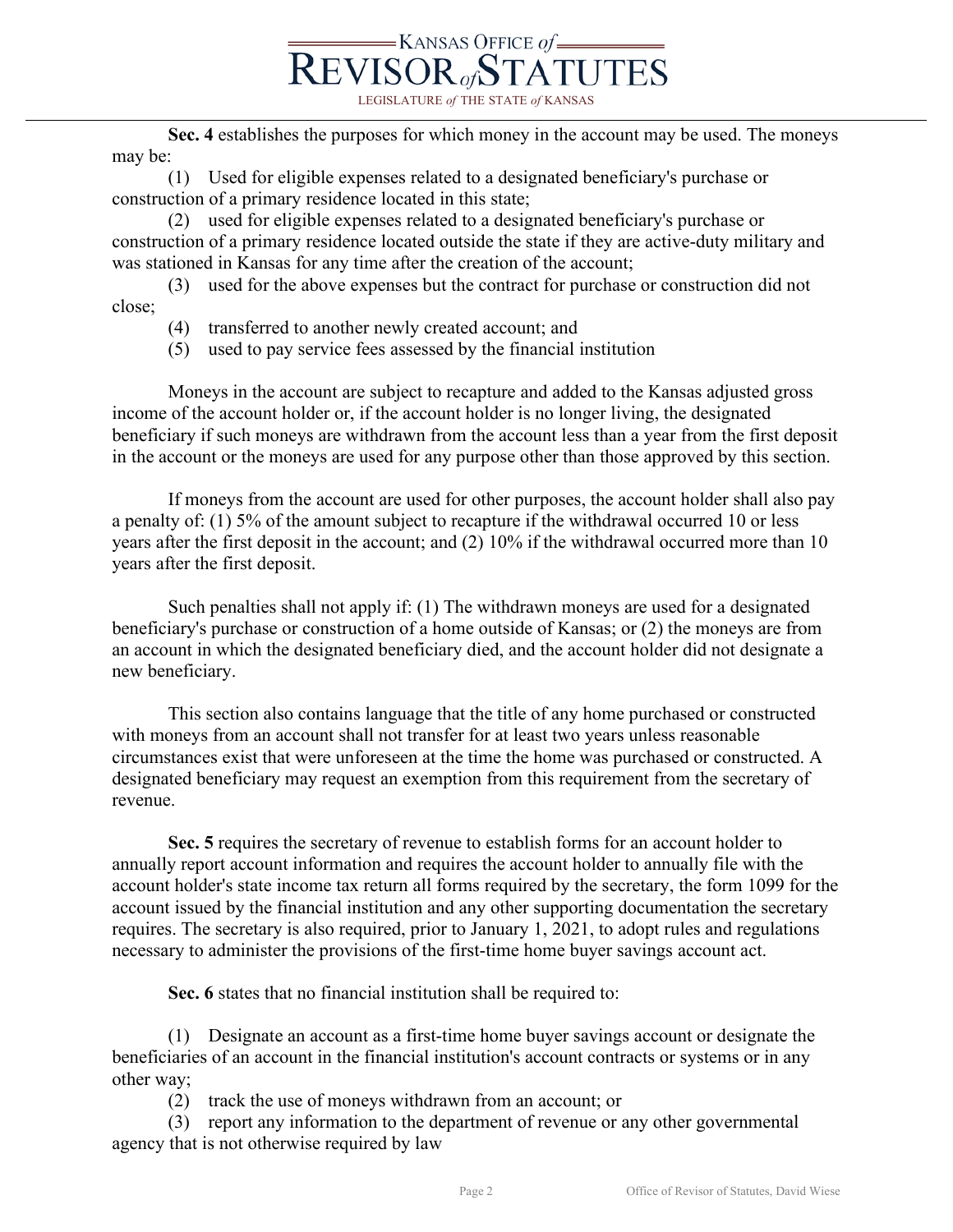**Sec. 4** establishes the purposes for which money in the account may be used. The moneys may be:

(1) Used for eligible expenses related to a designated beneficiary's purchase or construction of a primary residence located in this state;

(2) used for eligible expenses related to a designated beneficiary's purchase or construction of a primary residence located outside the state if they are active-duty military and was stationed in Kansas for any time after the creation of the account;

(3) used for the above expenses but the contract for purchase or construction did not close;

(4) transferred to another newly created account; and

(5) used to pay service fees assessed by the financial institution

Moneys in the account are subject to recapture and added to the Kansas adjusted gross income of the account holder or, if the account holder is no longer living, the designated beneficiary if such moneys are withdrawn from the account less than a year from the first deposit in the account or the moneys are used for any purpose other than those approved by this section.

If moneys from the account are used for other purposes, the account holder shall also pay a penalty of: (1) 5% of the amount subject to recapture if the withdrawal occurred 10 or less years after the first deposit in the account; and (2) 10% if the withdrawal occurred more than 10 years after the first deposit.

Such penalties shall not apply if: (1) The withdrawn moneys are used for a designated beneficiary's purchase or construction of a home outside of Kansas; or (2) the moneys are from an account in which the designated beneficiary died, and the account holder did not designate a new beneficiary.

This section also contains language that the title of any home purchased or constructed with moneys from an account shall not transfer for at least two years unless reasonable circumstances exist that were unforeseen at the time the home was purchased or constructed. A designated beneficiary may request an exemption from this requirement from the secretary of revenue.

**Sec. 5** requires the secretary of revenue to establish forms for an account holder to annually report account information and requires the account holder to annually file with the account holder's state income tax return all forms required by the secretary, the form 1099 for the account issued by the financial institution and any other supporting documentation the secretary requires. The secretary is also required, prior to January 1, 2021, to adopt rules and regulations necessary to administer the provisions of the first-time home buyer savings account act.

**Sec. 6** states that no financial institution shall be required to:

(1) Designate an account as a first-time home buyer savings account or designate the beneficiaries of an account in the financial institution's account contracts or systems or in any other way;

(2) track the use of moneys withdrawn from an account; or

(3) report any information to the department of revenue or any other governmental agency that is not otherwise required by law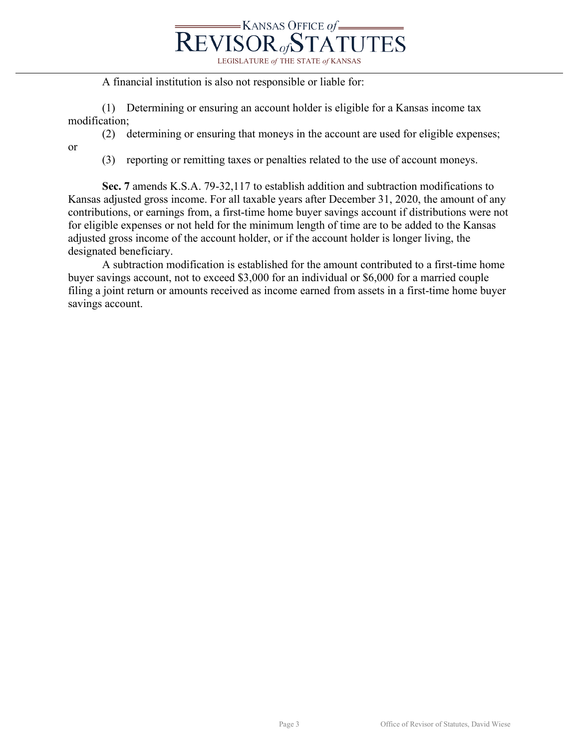A financial institution is also not responsible or liable for:

(1) Determining or ensuring an account holder is eligible for a Kansas income tax modification;

(2) determining or ensuring that moneys in the account are used for eligible expenses; or

(3) reporting or remitting taxes or penalties related to the use of account moneys.

**Sec. 7** amends K.S.A. 79-32,117 to establish addition and subtraction modifications to Kansas adjusted gross income. For all taxable years after December 31, 2020, the amount of any contributions, or earnings from, a first-time home buyer savings account if distributions were not for eligible expenses or not held for the minimum length of time are to be added to the Kansas adjusted gross income of the account holder, or if the account holder is longer living, the designated beneficiary.

A subtraction modification is established for the amount contributed to a first-time home buyer savings account, not to exceed $3,000 for an individual or $6,000 for a married couple filing a joint return or amounts received as income earned from assets in a first-time home buyer savings account.